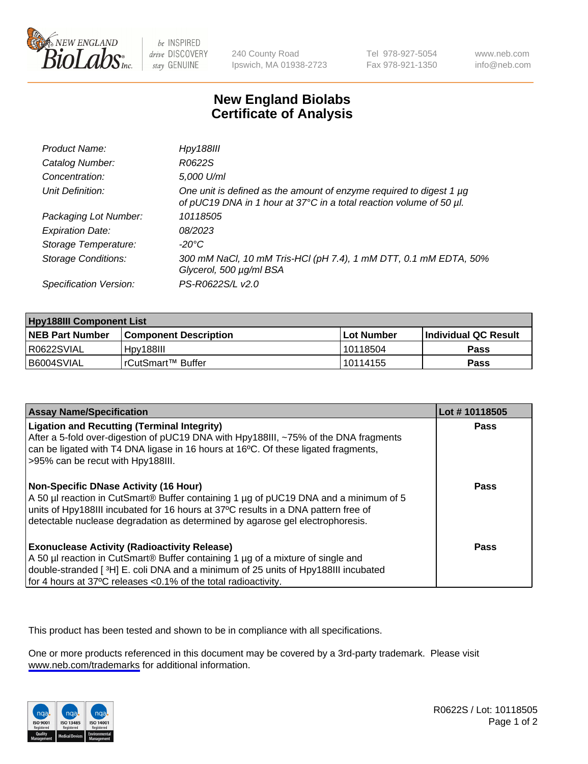New England BioLabs Inc. — be INSPIRED drive DISCOVERY stay GENUINE

240 County Road
Ipswich, MA 01938-2723

Tel 978-927-5054
Fax 978-921-1350

www.neb.com
info@neb.com

# New England Biolabs
# Certificate of Analysis

| | |
|---|---|
| *Product Name:* | *Hpy188III* |
| *Catalog Number:* | *R0622S* |
| *Concentration:* | *5,000 U/ml* |
| *Unit Definition:* | *One unit is defined as the amount of enzyme required to digest 1 µg of pUC19 DNA in 1 hour at 37°C in a total reaction volume of 50 µl.* |
| *Packaging Lot Number:* | *10118505* |
| *Expiration Date:* | *08/2023* |
| *Storage Temperature:* | *-20°C* |
| *Storage Conditions:* | *300 mM NaCl, 10 mM Tris-HCl (pH 7.4), 1 mM DTT, 0.1 mM EDTA, 50% Glycerol, 500 µg/ml BSA* |
| *Specification Version:* | *PS-R0622S/L v2.0* |

| **Hpy188III Component List** | | | |
|---|---|---|---|
| **NEB Part Number** | **Component Description** | **Lot Number** | **Individual QC Result** |
| R0622SVIAL | Hpy188III | 10118504 | **Pass** |
| B6004SVIAL | rCutSmart™ Buffer | 10114155 | **Pass** |

| **Assay Name/Specification** | **Lot # 10118505** |
|---|---|
| **Ligation and Recutting (Terminal Integrity)** After a 5-fold over-digestion of pUC19 DNA with Hpy188III, ~75% of the DNA fragments can be ligated with T4 DNA ligase in 16 hours at 16ºC. Of these ligated fragments, >95% can be recut with Hpy188III. | **Pass** |
| **Non-Specific DNase Activity (16 Hour)** A 50 µl reaction in CutSmart® Buffer containing 1 µg of pUC19 DNA and a minimum of 5 units of Hpy188III incubated for 16 hours at 37ºC results in a DNA pattern free of detectable nuclease degradation as determined by agarose gel electrophoresis. | **Pass** |
| **Exonuclease Activity (Radioactivity Release)** A 50 µl reaction in CutSmart® Buffer containing 1 µg of a mixture of single and double-stranded [ $^3$H] E. coli DNA and a minimum of 25 units of Hpy188III incubated for 4 hours at 37ºC releases <0.1% of the total radioactivity. | **Pass** |

This product has been tested and shown to be in compliance with all specifications.

One or more products referenced in this document may be covered by a 3rd-party trademark. Please visit www.neb.com/trademarks for additional information.

R0622S / Lot: 10118505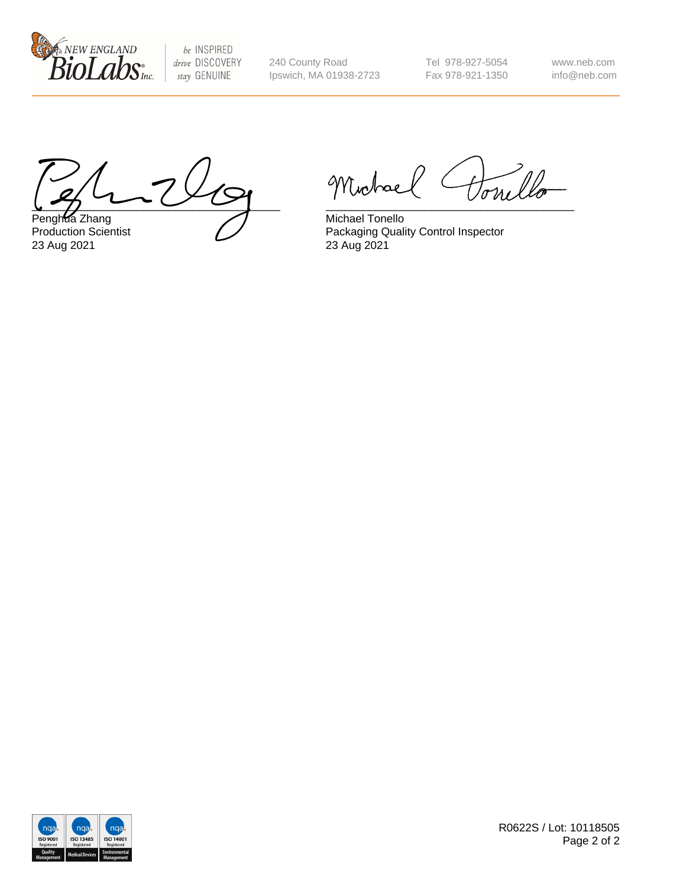Penghua Zhang
Production Scientist
23 Aug 2021

Michael Tonello
Packaging Quality Control Inspector
23 Aug 2021

R0622S / Lot: 10118505